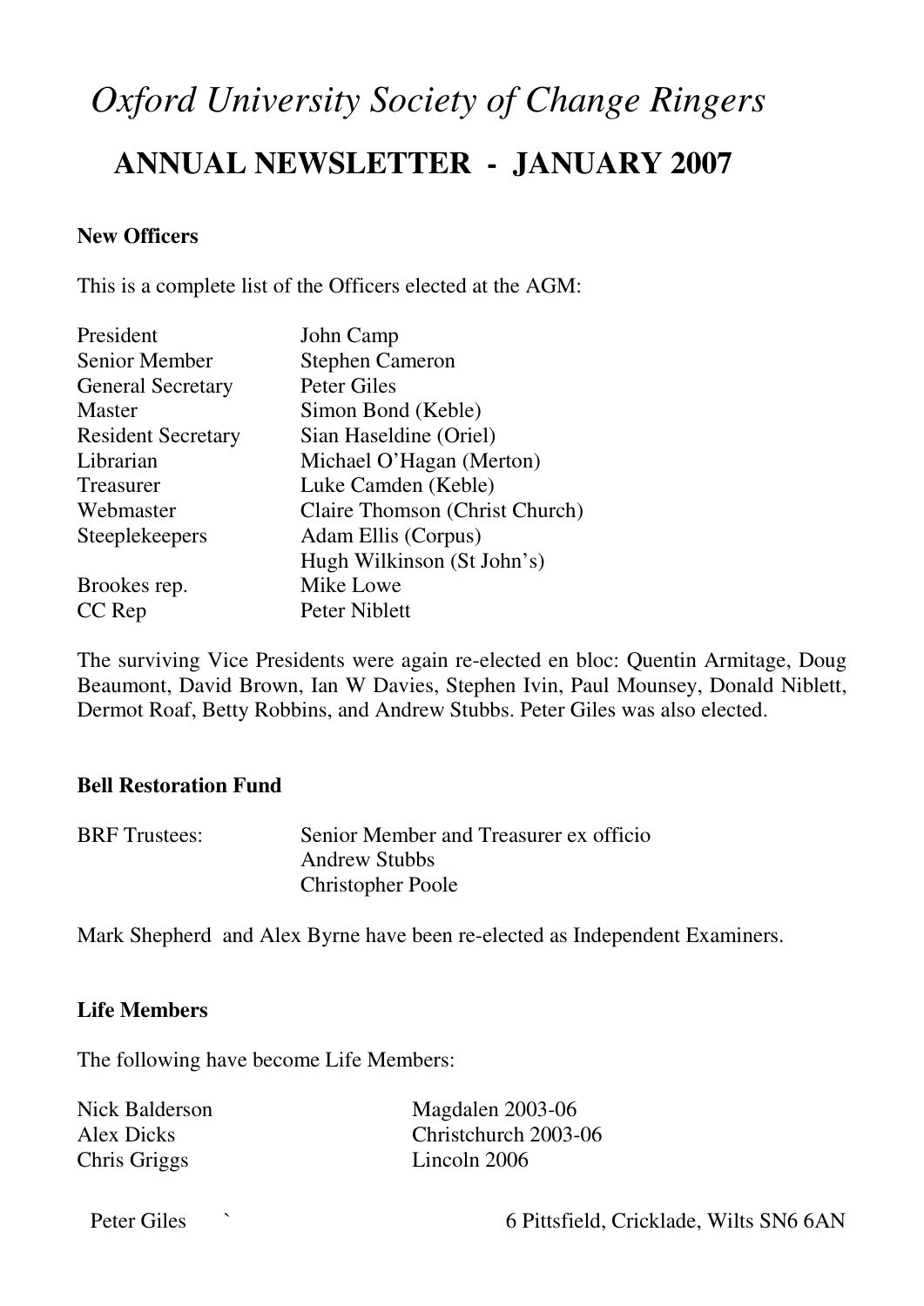# *Oxford University Society of Change Ringers*

## ANNUAL NEWSLETTER - JANUARY 2007

**New Officers**

This is a complete list of the Officers elected at the AGM:

| | |
|---|---|
| President | John Camp |
| Senior Member | Stephen Cameron |
| General Secretary | Peter Giles |
| Master | Simon Bond (Keble) |
| Resident Secretary | Sian Haseldine (Oriel) |
| Librarian | Michael O'Hagan (Merton) |
| Treasurer | Luke Camden (Keble) |
| Webmaster | Claire Thomson (Christ Church) |
| Steeplekeepers | Adam Ellis (Corpus) |
| | Hugh Wilkinson (St John's) |
| Brookes rep. | Mike Lowe |
| CC Rep | Peter Niblett |

The surviving Vice Presidents were again re-elected en bloc: Quentin Armitage, Doug Beaumont, David Brown, Ian W Davies, Stephen Ivin, Paul Mounsey, Donald Niblett, Dermot Roaf, Betty Robbins, and Andrew Stubbs. Peter Giles was also elected.

**Bell Restoration Fund**

| | |
|---|---|
| BRF Trustees: | Senior Member and Treasurer ex officio |
| | Andrew Stubbs |
| | Christopher Poole |

Mark Shepherd and Alex Byrne have been re-elected as Independent Examiners.

**Life Members**

The following have become Life Members:

| | |
|---|---|
| Nick Balderson | Magdalen 2003-06 |
| Alex Dicks | Christchurch 2003-06 |
| Chris Griggs | Lincoln 2006 |

Peter Giles ` 6 Pittsfield, Cricklade, Wilts SN6 6AN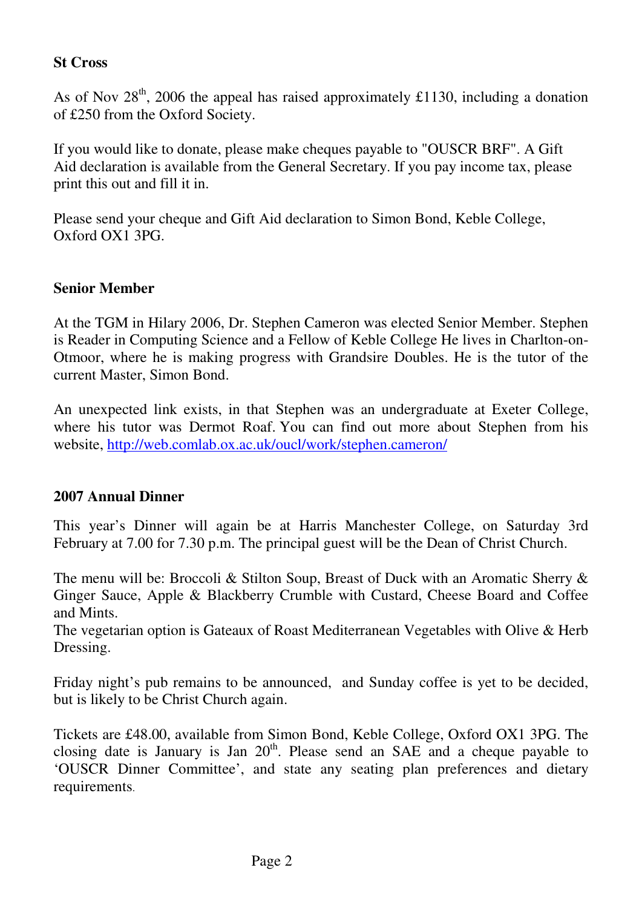**St Cross**

As of Nov 28th, 2006 the appeal has raised approximately £1130, including a donation of £250 from the Oxford Society.

If you would like to donate, please make cheques payable to "OUSCR BRF". A Gift Aid declaration is available from the General Secretary. If you pay income tax, please print this out and fill it in.

Please send your cheque and Gift Aid declaration to Simon Bond, Keble College, Oxford OX1 3PG.

**Senior Member**

At the TGM in Hilary 2006, Dr. Stephen Cameron was elected Senior Member. Stephen is Reader in Computing Science and a Fellow of Keble College He lives in Charlton-on-Otmoor, where he is making progress with Grandsire Doubles. He is the tutor of the current Master, Simon Bond.

An unexpected link exists, in that Stephen was an undergraduate at Exeter College, where his tutor was Dermot Roaf. You can find out more about Stephen from his website, http://web.comlab.ox.ac.uk/oucl/work/stephen.cameron/

**2007 Annual Dinner**

This year's Dinner will again be at Harris Manchester College, on Saturday 3rd February at 7.00 for 7.30 p.m. The principal guest will be the Dean of Christ Church.

The menu will be: Broccoli & Stilton Soup, Breast of Duck with an Aromatic Sherry & Ginger Sauce, Apple & Blackberry Crumble with Custard, Cheese Board and Coffee and Mints.
The vegetarian option is Gateaux of Roast Mediterranean Vegetables with Olive & Herb Dressing.

Friday night's pub remains to be announced, and Sunday coffee is yet to be decided, but is likely to be Christ Church again.

Tickets are £48.00, available from Simon Bond, Keble College, Oxford OX1 3PG. The closing date is January is Jan 20th. Please send an SAE and a cheque payable to 'OUSCR Dinner Committee', and state any seating plan preferences and dietary requirements.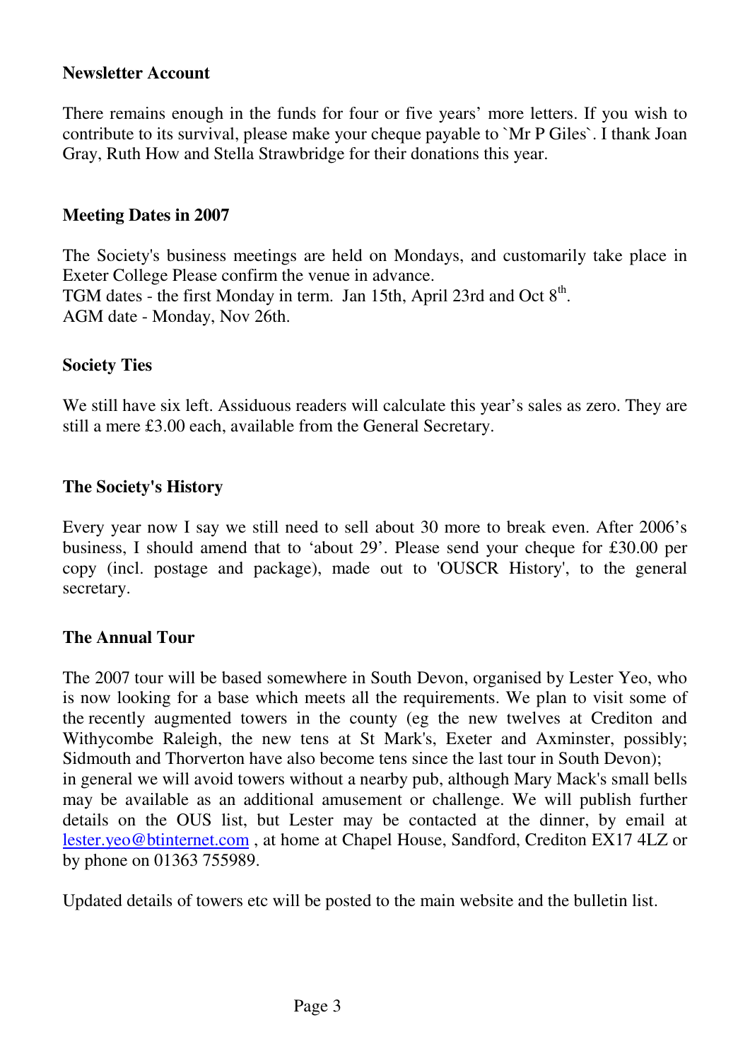**Newsletter Account**

There remains enough in the funds for four or five years' more letters. If you wish to contribute to its survival, please make your cheque payable to `Mr P Giles`. I thank Joan Gray, Ruth How and Stella Strawbridge for their donations this year.

**Meeting Dates in 2007**

The Society's business meetings are held on Mondays, and customarily take place in Exeter College Please confirm the venue in advance.
TGM dates - the first Monday in term. Jan 15th, April 23rd and Oct 8th.
AGM date - Monday, Nov 26th.

**Society Ties**

We still have six left. Assiduous readers will calculate this year's sales as zero. They are still a mere £3.00 each, available from the General Secretary.

**The Society's History**

Every year now I say we still need to sell about 30 more to break even. After 2006's business, I should amend that to 'about 29'. Please send your cheque for £30.00 per copy (incl. postage and package), made out to 'OUSCR History', to the general secretary.

**The Annual Tour**

The 2007 tour will be based somewhere in South Devon, organised by Lester Yeo, who is now looking for a base which meets all the requirements. We plan to visit some of the recently augmented towers in the county (eg the new twelves at Crediton and Withycombe Raleigh, the new tens at St Mark's, Exeter and Axminster, possibly; Sidmouth and Thorverton have also become tens since the last tour in South Devon);
in general we will avoid towers without a nearby pub, although Mary Mack's small bells may be available as an additional amusement or challenge. We will publish further details on the OUS list, but Lester may be contacted at the dinner, by email at lester.yeo@btinternet.com , at home at Chapel House, Sandford, Crediton EX17 4LZ or by phone on 01363 755989.

Updated details of towers etc will be posted to the main website and the bulletin list.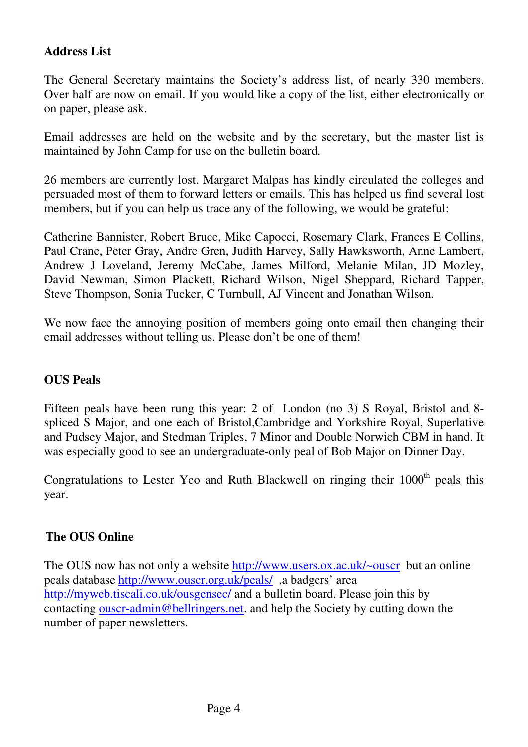## Address List

The General Secretary maintains the Society's address list, of nearly 330 members. Over half are now on email. If you would like a copy of the list, either electronically or on paper, please ask.

Email addresses are held on the website and by the secretary, but the master list is maintained by John Camp for use on the bulletin board.

26 members are currently lost. Margaret Malpas has kindly circulated the colleges and persuaded most of them to forward letters or emails. This has helped us find several lost members, but if you can help us trace any of the following, we would be grateful:

Catherine Bannister, Robert Bruce, Mike Capocci, Rosemary Clark, Frances E Collins, Paul Crane, Peter Gray, Andre Gren, Judith Harvey, Sally Hawksworth, Anne Lambert, Andrew J Loveland, Jeremy McCabe, James Milford, Melanie Milan, JD Mozley, David Newman, Simon Plackett, Richard Wilson, Nigel Sheppard, Richard Tapper, Steve Thompson, Sonia Tucker, C Turnbull, AJ Vincent and Jonathan Wilson.

We now face the annoying position of members going onto email then changing their email addresses without telling us. Please don't be one of them!

## OUS Peals

Fifteen peals have been rung this year: 2 of London (no 3) S Royal, Bristol and 8-spliced S Major, and one each of Bristol,Cambridge and Yorkshire Royal, Superlative and Pudsey Major, and Stedman Triples, 7 Minor and Double Norwich CBM in hand. It was especially good to see an undergraduate-only peal of Bob Major on Dinner Day.

Congratulations to Lester Yeo and Ruth Blackwell on ringing their 1000th peals this year.

## The OUS Online

The OUS now has not only a website http://www.users.ox.ac.uk/~ouscr but an online peals database http://www.ouscr.org.uk/peals/ ,a badgers' area http://myweb.tiscali.co.uk/ousgensec/ and a bulletin board. Please join this by contacting ouscr-admin@bellringers.net. and help the Society by cutting down the number of paper newsletters.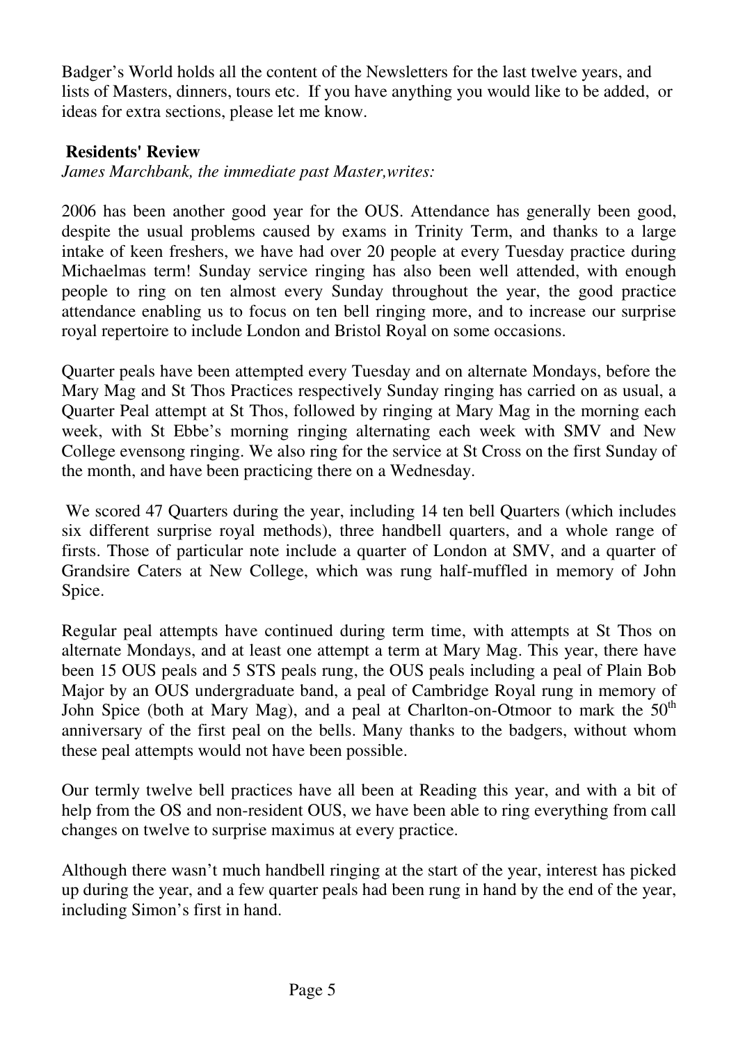Badger's World holds all the content of the Newsletters for the last twelve years, and lists of Masters, dinners, tours etc. If you have anything you would like to be added, or ideas for extra sections, please let me know.

**Residents' Review**

*James Marchbank, the immediate past Master,writes:*

2006 has been another good year for the OUS. Attendance has generally been good, despite the usual problems caused by exams in Trinity Term, and thanks to a large intake of keen freshers, we have had over 20 people at every Tuesday practice during Michaelmas term! Sunday service ringing has also been well attended, with enough people to ring on ten almost every Sunday throughout the year, the good practice attendance enabling us to focus on ten bell ringing more, and to increase our surprise royal repertoire to include London and Bristol Royal on some occasions.

Quarter peals have been attempted every Tuesday and on alternate Mondays, before the Mary Mag and St Thos Practices respectively Sunday ringing has carried on as usual, a Quarter Peal attempt at St Thos, followed by ringing at Mary Mag in the morning each week, with St Ebbe's morning ringing alternating each week with SMV and New College evensong ringing. We also ring for the service at St Cross on the first Sunday of the month, and have been practicing there on a Wednesday.

We scored 47 Quarters during the year, including 14 ten bell Quarters (which includes six different surprise royal methods), three handbell quarters, and a whole range of firsts. Those of particular note include a quarter of London at SMV, and a quarter of Grandsire Caters at New College, which was rung half-muffled in memory of John Spice.

Regular peal attempts have continued during term time, with attempts at St Thos on alternate Mondays, and at least one attempt a term at Mary Mag. This year, there have been 15 OUS peals and 5 STS peals rung, the OUS peals including a peal of Plain Bob Major by an OUS undergraduate band, a peal of Cambridge Royal rung in memory of John Spice (both at Mary Mag), and a peal at Charlton-on-Otmoor to mark the 50th anniversary of the first peal on the bells. Many thanks to the badgers, without whom these peal attempts would not have been possible.

Our termly twelve bell practices have all been at Reading this year, and with a bit of help from the OS and non-resident OUS, we have been able to ring everything from call changes on twelve to surprise maximus at every practice.

Although there wasn't much handbell ringing at the start of the year, interest has picked up during the year, and a few quarter peals had been rung in hand by the end of the year, including Simon's first in hand.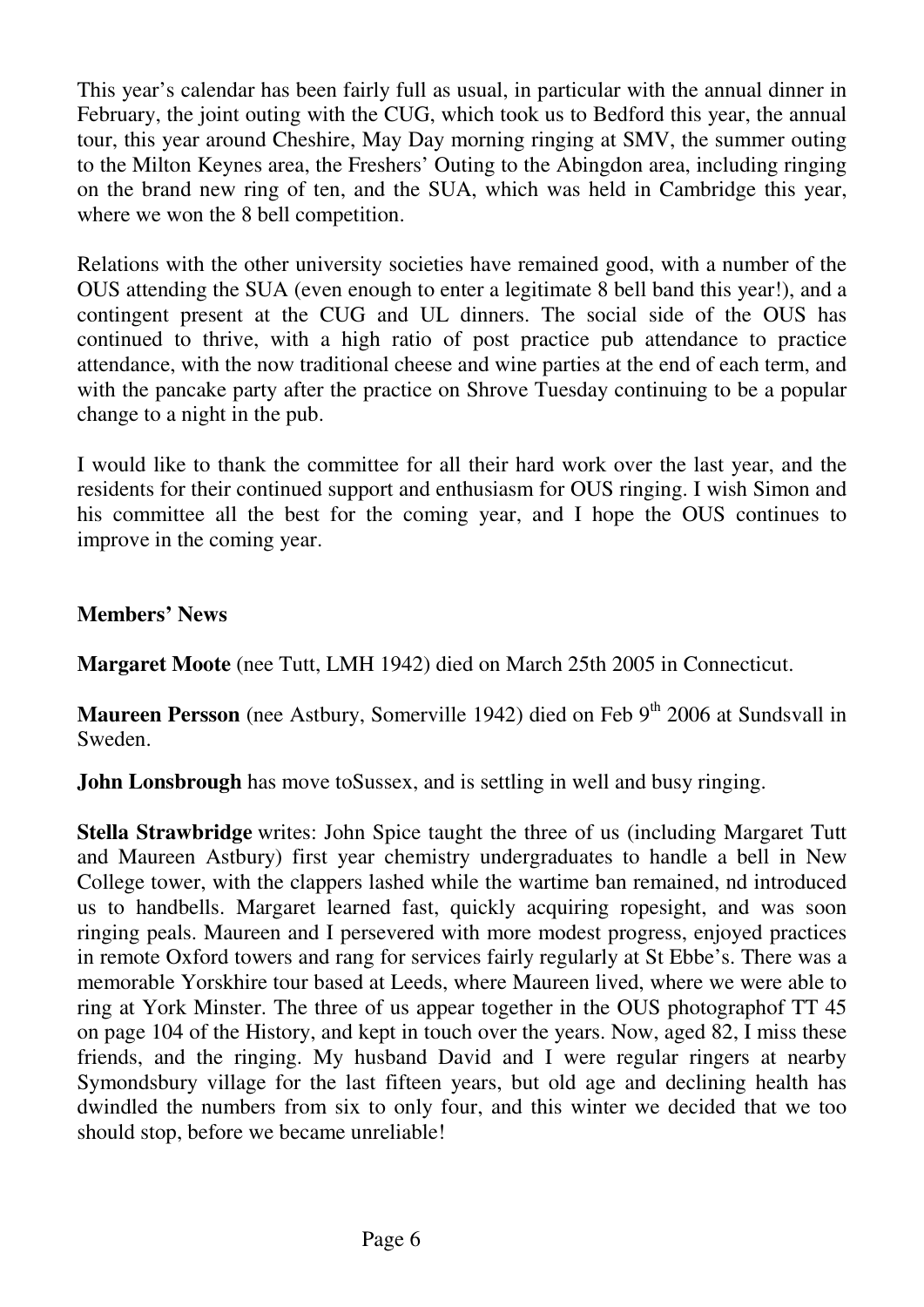This year's calendar has been fairly full as usual, in particular with the annual dinner in February, the joint outing with the CUG, which took us to Bedford this year, the annual tour, this year around Cheshire, May Day morning ringing at SMV, the summer outing to the Milton Keynes area, the Freshers' Outing to the Abingdon area, including ringing on the brand new ring of ten, and the SUA, which was held in Cambridge this year, where we won the 8 bell competition.

Relations with the other university societies have remained good, with a number of the OUS attending the SUA (even enough to enter a legitimate 8 bell band this year!), and a contingent present at the CUG and UL dinners. The social side of the OUS has continued to thrive, with a high ratio of post practice pub attendance to practice attendance, with the now traditional cheese and wine parties at the end of each term, and with the pancake party after the practice on Shrove Tuesday continuing to be a popular change to a night in the pub.

I would like to thank the committee for all their hard work over the last year, and the residents for their continued support and enthusiasm for OUS ringing. I wish Simon and his committee all the best for the coming year, and I hope the OUS continues to improve in the coming year.

## Members' News

**Margaret Moote** (nee Tutt, LMH 1942) died on March 25th 2005 in Connecticut.

**Maureen Persson** (nee Astbury, Somerville 1942) died on Feb 9th 2006 at Sundsvall in Sweden.

**John Lonsbrough** has move toSussex, and is settling in well and busy ringing.

**Stella Strawbridge** writes: John Spice taught the three of us (including Margaret Tutt and Maureen Astbury) first year chemistry undergraduates to handle a bell in New College tower, with the clappers lashed while the wartime ban remained, nd introduced us to handbells. Margaret learned fast, quickly acquiring ropesight, and was soon ringing peals. Maureen and I persevered with more modest progress, enjoyed practices in remote Oxford towers and rang for services fairly regularly at St Ebbe's. There was a memorable Yorskhire tour based at Leeds, where Maureen lived, where we were able to ring at York Minster. The three of us appear together in the OUS photographof TT 45 on page 104 of the History, and kept in touch over the years. Now, aged 82, I miss these friends, and the ringing. My husband David and I were regular ringers at nearby Symondsbury village for the last fifteen years, but old age and declining health has dwindled the numbers from six to only four, and this winter we decided that we too should stop, before we became unreliable!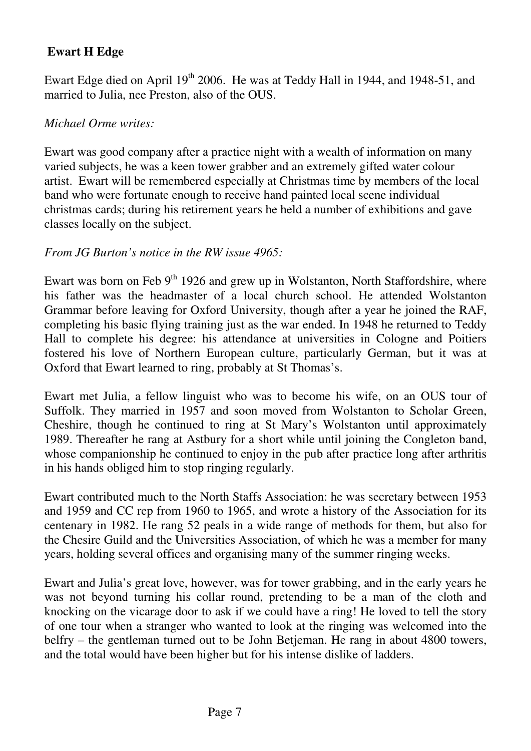**Ewart H Edge**

Ewart Edge died on April 19th 2006. He was at Teddy Hall in 1944, and 1948-51, and married to Julia, nee Preston, also of the OUS.

*Michael Orme writes:*

Ewart was good company after a practice night with a wealth of information on many varied subjects, he was a keen tower grabber and an extremely gifted water colour artist. Ewart will be remembered especially at Christmas time by members of the local band who were fortunate enough to receive hand painted local scene individual christmas cards; during his retirement years he held a number of exhibitions and gave classes locally on the subject.

*From JG Burton's notice in the RW issue 4965:*

Ewart was born on Feb 9th 1926 and grew up in Wolstanton, North Staffordshire, where his father was the headmaster of a local church school. He attended Wolstanton Grammar before leaving for Oxford University, though after a year he joined the RAF, completing his basic flying training just as the war ended. In 1948 he returned to Teddy Hall to complete his degree: his attendance at universities in Cologne and Poitiers fostered his love of Northern European culture, particularly German, but it was at Oxford that Ewart learned to ring, probably at St Thomas's.

Ewart met Julia, a fellow linguist who was to become his wife, on an OUS tour of Suffolk. They married in 1957 and soon moved from Wolstanton to Scholar Green, Cheshire, though he continued to ring at St Mary's Wolstanton until approximately 1989. Thereafter he rang at Astbury for a short while until joining the Congleton band, whose companionship he continued to enjoy in the pub after practice long after arthritis in his hands obliged him to stop ringing regularly.

Ewart contributed much to the North Staffs Association: he was secretary between 1953 and 1959 and CC rep from 1960 to 1965, and wrote a history of the Association for its centenary in 1982. He rang 52 peals in a wide range of methods for them, but also for the Chesire Guild and the Universities Association, of which he was a member for many years, holding several offices and organising many of the summer ringing weeks.

Ewart and Julia's great love, however, was for tower grabbing, and in the early years he was not beyond turning his collar round, pretending to be a man of the cloth and knocking on the vicarage door to ask if we could have a ring! He loved to tell the story of one tour when a stranger who wanted to look at the ringing was welcomed into the belfry – the gentleman turned out to be John Betjeman. He rang in about 4800 towers, and the total would have been higher but for his intense dislike of ladders.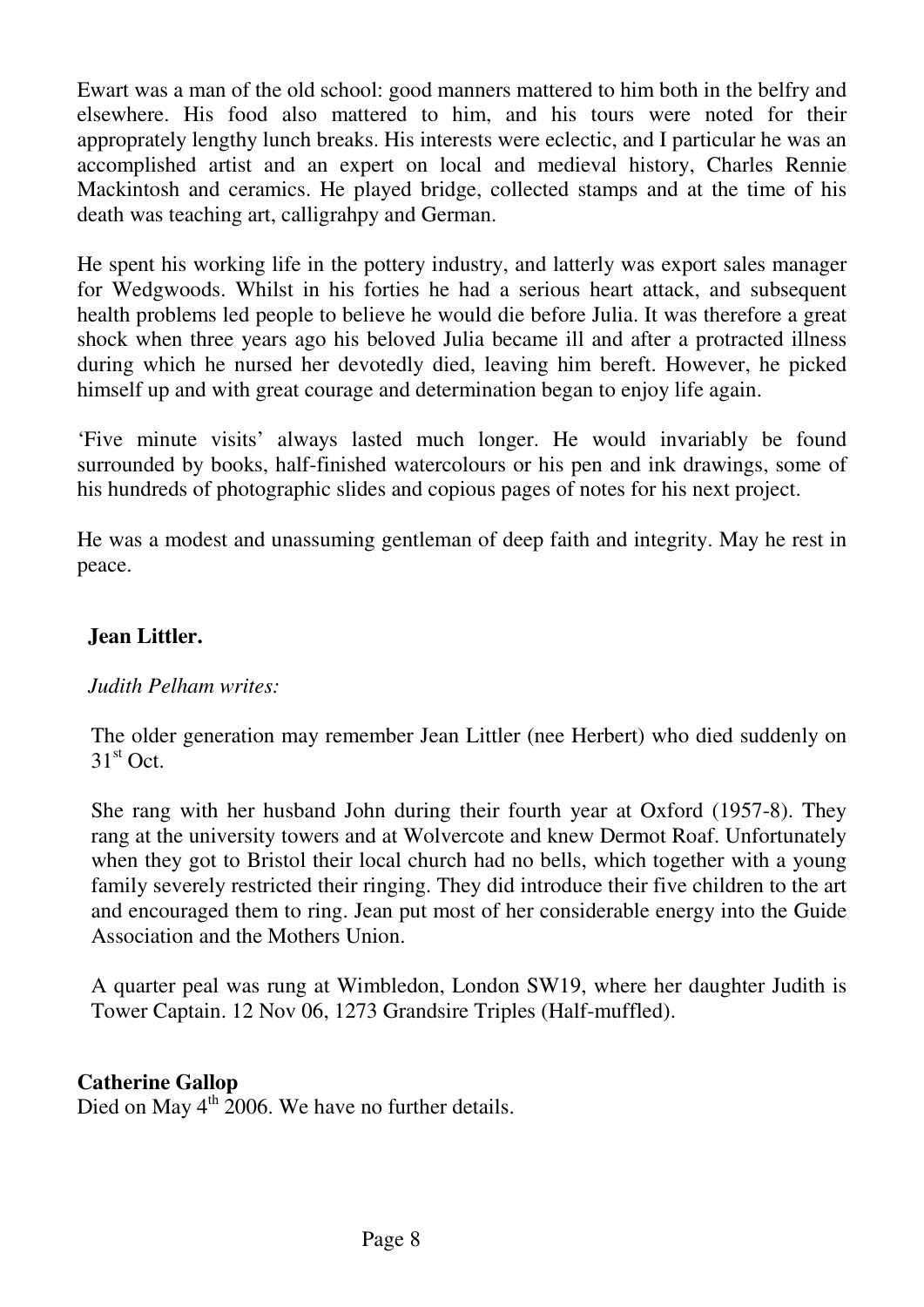Ewart was a man of the old school: good manners mattered to him both in the belfry and elsewhere. His food also mattered to him, and his tours were noted for their appropprately lengthy lunch breaks. His interests were eclectic, and I particular he was an accomplished artist and an expert on local and medieval history, Charles Rennie Mackintosh and ceramics. He played bridge, collected stamps and at the time of his death was teaching art, calligrahpy and German.

He spent his working life in the pottery industry, and latterly was export sales manager for Wedgwoods. Whilst in his forties he had a serious heart attack, and subsequent health problems led people to believe he would die before Julia. It was therefore a great shock when three years ago his beloved Julia became ill and after a protracted illness during which he nursed her devotedly died, leaving him bereft. However, he picked himself up and with great courage and determination began to enjoy life again.

'Five minute visits' always lasted much longer. He would invariably be found surrounded by books, half-finished watercolours or his pen and ink drawings, some of his hundreds of photographic slides and copious pages of notes for his next project.

He was a modest and unassuming gentleman of deep faith and integrity. May he rest in peace.

**Jean Littler.**

*Judith Pelham writes:*

The older generation may remember Jean Littler (nee Herbert) who died suddenly on 31st Oct.

She rang with her husband John during their fourth year at Oxford (1957-8). They rang at the university towers and at Wolvercote and knew Dermot Roaf. Unfortunately when they got to Bristol their local church had no bells, which together with a young family severely restricted their ringing. They did introduce their five children to the art and encouraged them to ring. Jean put most of her considerable energy into the Guide Association and the Mothers Union.

A quarter peal was rung at Wimbledon, London SW19, where her daughter Judith is Tower Captain. 12 Nov 06, 1273 Grandsire Triples (Half-muffled).

**Catherine Gallop**

Died on May 4th 2006. We have no further details.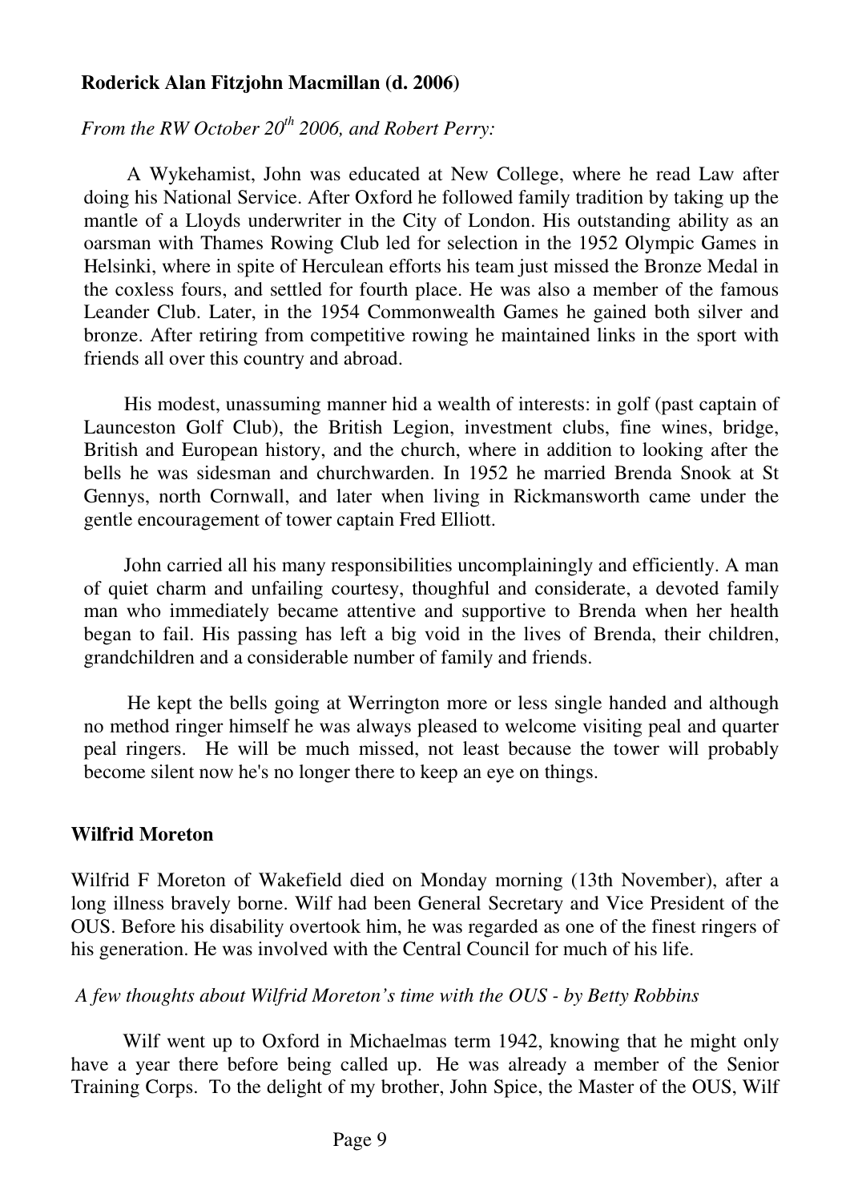**Roderick Alan Fitzjohn Macmillan (d. 2006)**

*From the RW October 20th 2006, and Robert Perry:*

A Wykehamist, John was educated at New College, where he read Law after doing his National Service. After Oxford he followed family tradition by taking up the mantle of a Lloyds underwriter in the City of London. His outstanding ability as an oarsman with Thames Rowing Club led for selection in the 1952 Olympic Games in Helsinki, where in spite of Herculean efforts his team just missed the Bronze Medal in the coxless fours, and settled for fourth place. He was also a member of the famous Leander Club. Later, in the 1954 Commonwealth Games he gained both silver and bronze. After retiring from competitive rowing he maintained links in the sport with friends all over this country and abroad.

His modest, unassuming manner hid a wealth of interests: in golf (past captain of Launceston Golf Club), the British Legion, investment clubs, fine wines, bridge, British and European history, and the church, where in addition to looking after the bells he was sidesman and churchwarden. In 1952 he married Brenda Snook at St Gennys, north Cornwall, and later when living in Rickmansworth came under the gentle encouragement of tower captain Fred Elliott.

John carried all his many responsibilities uncomplainingly and efficiently. A man of quiet charm and unfailing courtesy, thoughful and considerate, a devoted family man who immediately became attentive and supportive to Brenda when her health began to fail. His passing has left a big void in the lives of Brenda, their children, grandchildren and a considerable number of family and friends.

He kept the bells going at Werrington more or less single handed and although no method ringer himself he was always pleased to welcome visiting peal and quarter peal ringers. He will be much missed, not least because the tower will probably become silent now he's no longer there to keep an eye on things.

**Wilfrid Moreton**

Wilfrid F Moreton of Wakefield died on Monday morning (13th November), after a long illness bravely borne. Wilf had been General Secretary and Vice President of the OUS. Before his disability overtook him, he was regarded as one of the finest ringers of his generation. He was involved with the Central Council for much of his life.

*A few thoughts about Wilfrid Moreton's time with the OUS - by Betty Robbins*

Wilf went up to Oxford in Michaelmas term 1942, knowing that he might only have a year there before being called up. He was already a member of the Senior Training Corps. To the delight of my brother, John Spice, the Master of the OUS, Wilf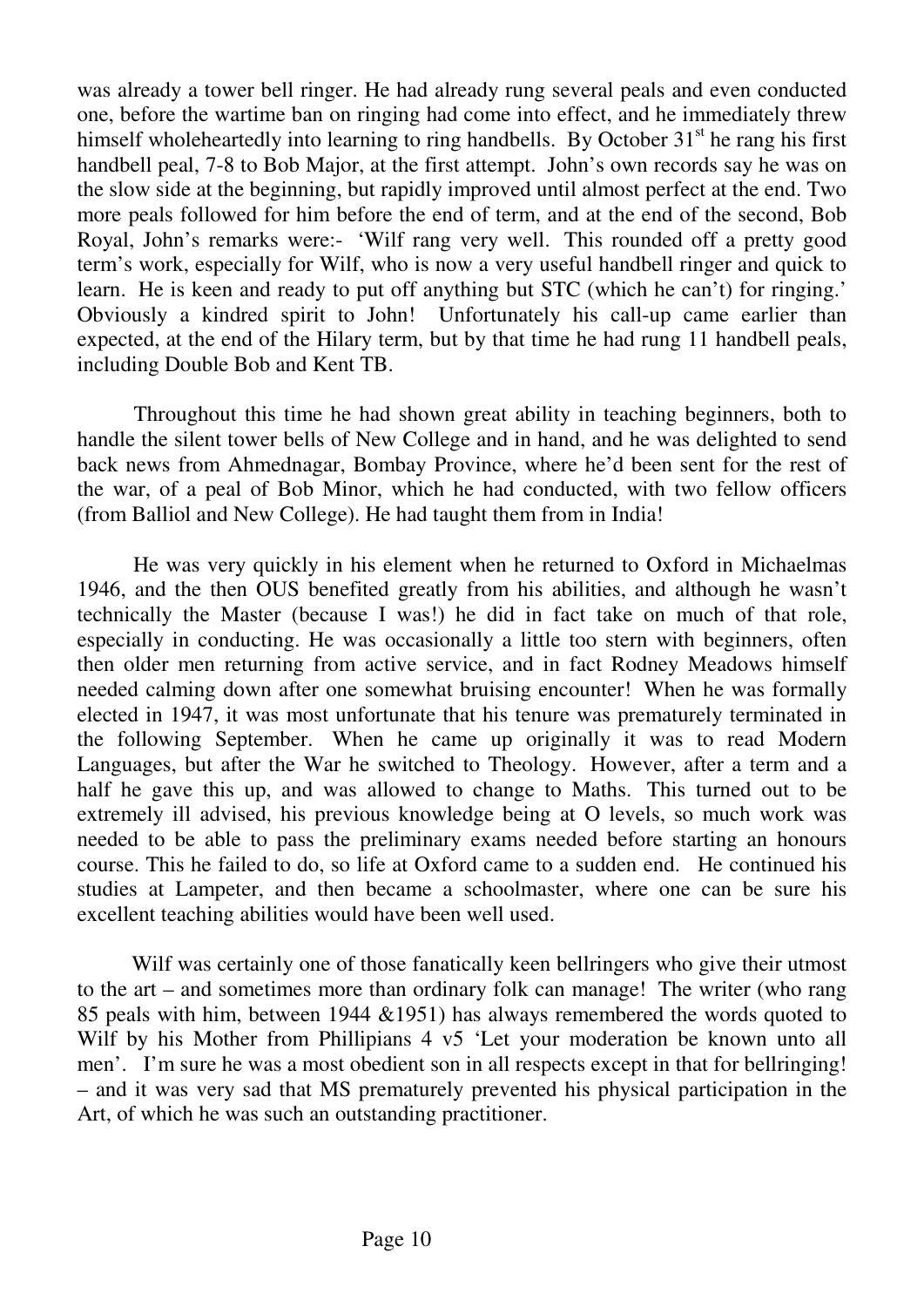was already a tower bell ringer. He had already rung several peals and even conducted one, before the wartime ban on ringing had come into effect, and he immediately threw himself wholeheartedly into learning to ring handbells. By October 31st he rang his first handbell peal, 7-8 to Bob Major, at the first attempt. John's own records say he was on the slow side at the beginning, but rapidly improved until almost perfect at the end. Two more peals followed for him before the end of term, and at the end of the second, Bob Royal, John's remarks were:- 'Wilf rang very well. This rounded off a pretty good term's work, especially for Wilf, who is now a very useful handbell ringer and quick to learn. He is keen and ready to put off anything but STC (which he can't) for ringing.' Obviously a kindred spirit to John! Unfortunately his call-up came earlier than expected, at the end of the Hilary term, but by that time he had rung 11 handbell peals, including Double Bob and Kent TB.

Throughout this time he had shown great ability in teaching beginners, both to handle the silent tower bells of New College and in hand, and he was delighted to send back news from Ahmednagar, Bombay Province, where he'd been sent for the rest of the war, of a peal of Bob Minor, which he had conducted, with two fellow officers (from Balliol and New College). He had taught them from in India!

He was very quickly in his element when he returned to Oxford in Michaelmas 1946, and the then OUS benefited greatly from his abilities, and although he wasn't technically the Master (because I was!) he did in fact take on much of that role, especially in conducting. He was occasionally a little too stern with beginners, often then older men returning from active service, and in fact Rodney Meadows himself needed calming down after one somewhat bruising encounter! When he was formally elected in 1947, it was most unfortunate that his tenure was prematurely terminated in the following September. When he came up originally it was to read Modern Languages, but after the War he switched to Theology. However, after a term and a half he gave this up, and was allowed to change to Maths. This turned out to be extremely ill advised, his previous knowledge being at O levels, so much work was needed to be able to pass the preliminary exams needed before starting an honours course. This he failed to do, so life at Oxford came to a sudden end. He continued his studies at Lampeter, and then became a schoolmaster, where one can be sure his excellent teaching abilities would have been well used.

Wilf was certainly one of those fanatically keen bellringers who give their utmost to the art – and sometimes more than ordinary folk can manage! The writer (who rang 85 peals with him, between 1944 &1951) has always remembered the words quoted to Wilf by his Mother from Phillipians 4 v5 'Let your moderation be known unto all men'. I'm sure he was a most obedient son in all respects except in that for bellringing! – and it was very sad that MS prematurely prevented his physical participation in the Art, of which he was such an outstanding practitioner.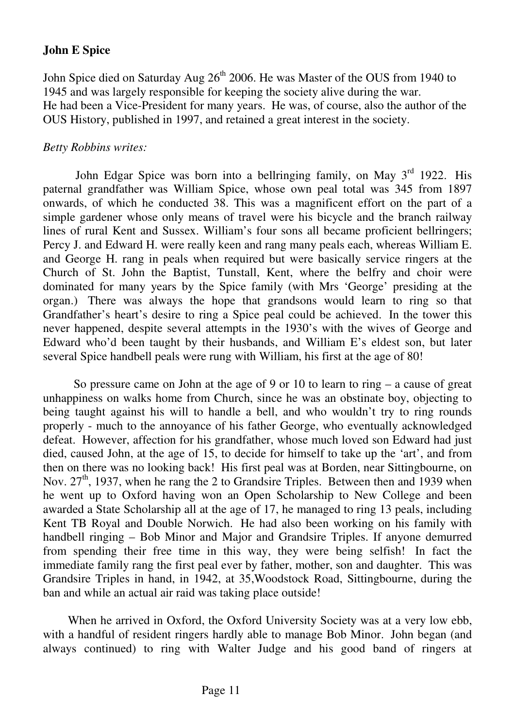**John E Spice**

John Spice died on Saturday Aug 26th 2006. He was Master of the OUS from 1940 to 1945 and was largely responsible for keeping the society alive during the war. He had been a Vice-President for many years. He was, of course, also the author of the OUS History, published in 1997, and retained a great interest in the society.

*Betty Robbins writes:*

John Edgar Spice was born into a bellringing family, on May 3rd 1922. His paternal grandfather was William Spice, whose own peal total was 345 from 1897 onwards, of which he conducted 38. This was a magnificent effort on the part of a simple gardener whose only means of travel were his bicycle and the branch railway lines of rural Kent and Sussex. William's four sons all became proficient bellringers; Percy J. and Edward H. were really keen and rang many peals each, whereas William E. and George H. rang in peals when required but were basically service ringers at the Church of St. John the Baptist, Tunstall, Kent, where the belfry and choir were dominated for many years by the Spice family (with Mrs 'George' presiding at the organ.) There was always the hope that grandsons would learn to ring so that Grandfather's heart's desire to ring a Spice peal could be achieved. In the tower this never happened, despite several attempts in the 1930's with the wives of George and Edward who'd been taught by their husbands, and William E's eldest son, but later several Spice handbell peals were rung with William, his first at the age of 80!

So pressure came on John at the age of 9 or 10 to learn to ring – a cause of great unhappiness on walks home from Church, since he was an obstinate boy, objecting to being taught against his will to handle a bell, and who wouldn't try to ring rounds properly - much to the annoyance of his father George, who eventually acknowledged defeat. However, affection for his grandfather, whose much loved son Edward had just died, caused John, at the age of 15, to decide for himself to take up the 'art', and from then on there was no looking back! His first peal was at Borden, near Sittingbourne, on Nov. 27th, 1937, when he rang the 2 to Grandsire Triples. Between then and 1939 when he went up to Oxford having won an Open Scholarship to New College and been awarded a State Scholarship all at the age of 17, he managed to ring 13 peals, including Kent TB Royal and Double Norwich. He had also been working on his family with handbell ringing – Bob Minor and Major and Grandsire Triples. If anyone demurred from spending their free time in this way, they were being selfish! In fact the immediate family rang the first peal ever by father, mother, son and daughter. This was Grandsire Triples in hand, in 1942, at 35,Woodstock Road, Sittingbourne, during the ban and while an actual air raid was taking place outside!

When he arrived in Oxford, the Oxford University Society was at a very low ebb, with a handful of resident ringers hardly able to manage Bob Minor. John began (and always continued) to ring with Walter Judge and his good band of ringers at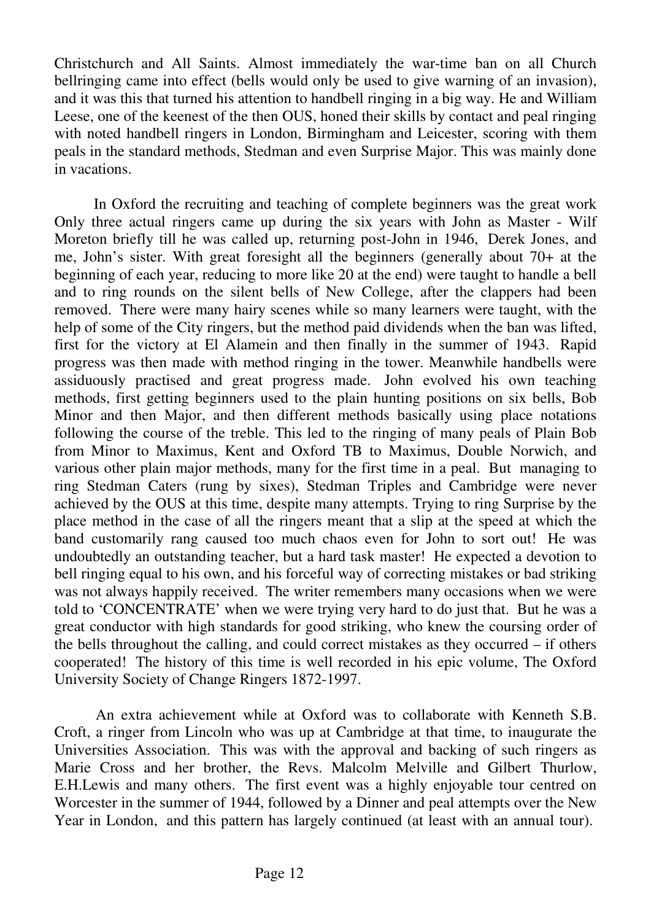Christchurch and All Saints. Almost immediately the war-time ban on all Church bellringing came into effect (bells would only be used to give warning of an invasion), and it was this that turned his attention to handbell ringing in a big way. He and William Leese, one of the keenest of the then OUS, honed their skills by contact and peal ringing with noted handbell ringers in London, Birmingham and Leicester, scoring with them peals in the standard methods, Stedman and even Surprise Major. This was mainly done in vacations.

In Oxford the recruiting and teaching of complete beginners was the great work Only three actual ringers came up during the six years with John as Master - Wilf Moreton briefly till he was called up, returning post-John in 1946, Derek Jones, and me, John's sister. With great foresight all the beginners (generally about 70+ at the beginning of each year, reducing to more like 20 at the end) were taught to handle a bell and to ring rounds on the silent bells of New College, after the clappers had been removed. There were many hairy scenes while so many learners were taught, with the help of some of the City ringers, but the method paid dividends when the ban was lifted, first for the victory at El Alamein and then finally in the summer of 1943. Rapid progress was then made with method ringing in the tower. Meanwhile handbells were assiduously practised and great progress made. John evolved his own teaching methods, first getting beginners used to the plain hunting positions on six bells, Bob Minor and then Major, and then different methods basically using place notations following the course of the treble. This led to the ringing of many peals of Plain Bob from Minor to Maximus, Kent and Oxford TB to Maximus, Double Norwich, and various other plain major methods, many for the first time in a peal. But managing to ring Stedman Caters (rung by sixes), Stedman Triples and Cambridge were never achieved by the OUS at this time, despite many attempts. Trying to ring Surprise by the place method in the case of all the ringers meant that a slip at the speed at which the band customarily rang caused too much chaos even for John to sort out! He was undoubtedly an outstanding teacher, but a hard task master! He expected a devotion to bell ringing equal to his own, and his forceful way of correcting mistakes or bad striking was not always happily received. The writer remembers many occasions when we were told to 'CONCENTRATE' when we were trying very hard to do just that. But he was a great conductor with high standards for good striking, who knew the coursing order of the bells throughout the calling, and could correct mistakes as they occurred – if others cooperated! The history of this time is well recorded in his epic volume, The Oxford University Society of Change Ringers 1872-1997.

An extra achievement while at Oxford was to collaborate with Kenneth S.B. Croft, a ringer from Lincoln who was up at Cambridge at that time, to inaugurate the Universities Association. This was with the approval and backing of such ringers as Marie Cross and her brother, the Revs. Malcolm Melville and Gilbert Thurlow, E.H.Lewis and many others. The first event was a highly enjoyable tour centred on Worcester in the summer of 1944, followed by a Dinner and peal attempts over the New Year in London, and this pattern has largely continued (at least with an annual tour).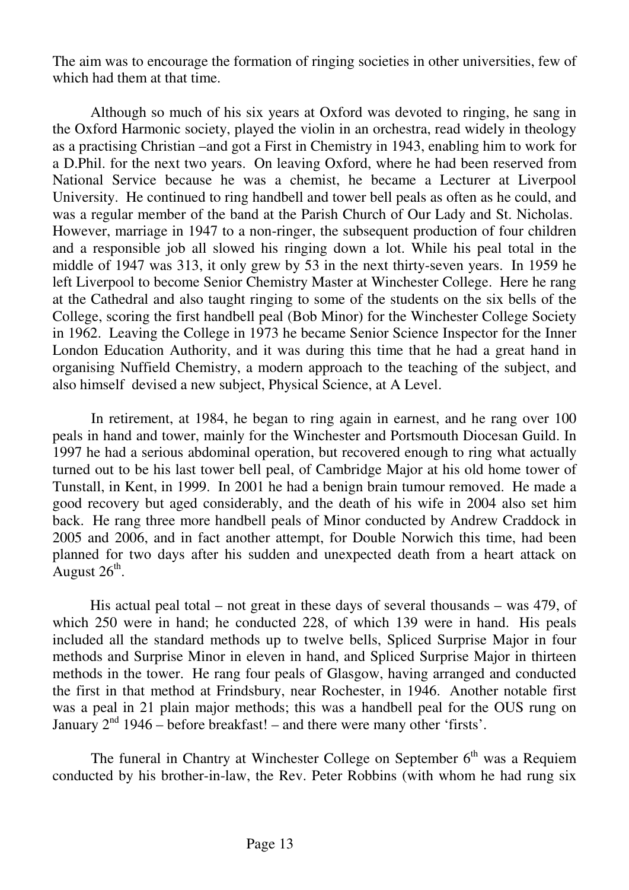The aim was to encourage the formation of ringing societies in other universities, few of which had them at that time.

Although so much of his six years at Oxford was devoted to ringing, he sang in the Oxford Harmonic society, played the violin in an orchestra, read widely in theology as a practising Christian –and got a First in Chemistry in 1943, enabling him to work for a D.Phil. for the next two years. On leaving Oxford, where he had been reserved from National Service because he was a chemist, he became a Lecturer at Liverpool University. He continued to ring handbell and tower bell peals as often as he could, and was a regular member of the band at the Parish Church of Our Lady and St. Nicholas. However, marriage in 1947 to a non-ringer, the subsequent production of four children and a responsible job all slowed his ringing down a lot. While his peal total in the middle of 1947 was 313, it only grew by 53 in the next thirty-seven years. In 1959 he left Liverpool to become Senior Chemistry Master at Winchester College. Here he rang at the Cathedral and also taught ringing to some of the students on the six bells of the College, scoring the first handbell peal (Bob Minor) for the Winchester College Society in 1962. Leaving the College in 1973 he became Senior Science Inspector for the Inner London Education Authority, and it was during this time that he had a great hand in organising Nuffield Chemistry, a modern approach to the teaching of the subject, and also himself devised a new subject, Physical Science, at A Level.

In retirement, at 1984, he began to ring again in earnest, and he rang over 100 peals in hand and tower, mainly for the Winchester and Portsmouth Diocesan Guild. In 1997 he had a serious abdominal operation, but recovered enough to ring what actually turned out to be his last tower bell peal, of Cambridge Major at his old home tower of Tunstall, in Kent, in 1999. In 2001 he had a benign brain tumour removed. He made a good recovery but aged considerably, and the death of his wife in 2004 also set him back. He rang three more handbell peals of Minor conducted by Andrew Craddock in 2005 and 2006, and in fact another attempt, for Double Norwich this time, had been planned for two days after his sudden and unexpected death from a heart attack on August 26th.

His actual peal total – not great in these days of several thousands – was 479, of which 250 were in hand; he conducted 228, of which 139 were in hand. His peals included all the standard methods up to twelve bells, Spliced Surprise Major in four methods and Surprise Minor in eleven in hand, and Spliced Surprise Major in thirteen methods in the tower. He rang four peals of Glasgow, having arranged and conducted the first in that method at Frindsbury, near Rochester, in 1946. Another notable first was a peal in 21 plain major methods; this was a handbell peal for the OUS rung on January 2nd 1946 – before breakfast! – and there were many other 'firsts'.

The funeral in Chantry at Winchester College on September 6th was a Requiem conducted by his brother-in-law, the Rev. Peter Robbins (with whom he had rung six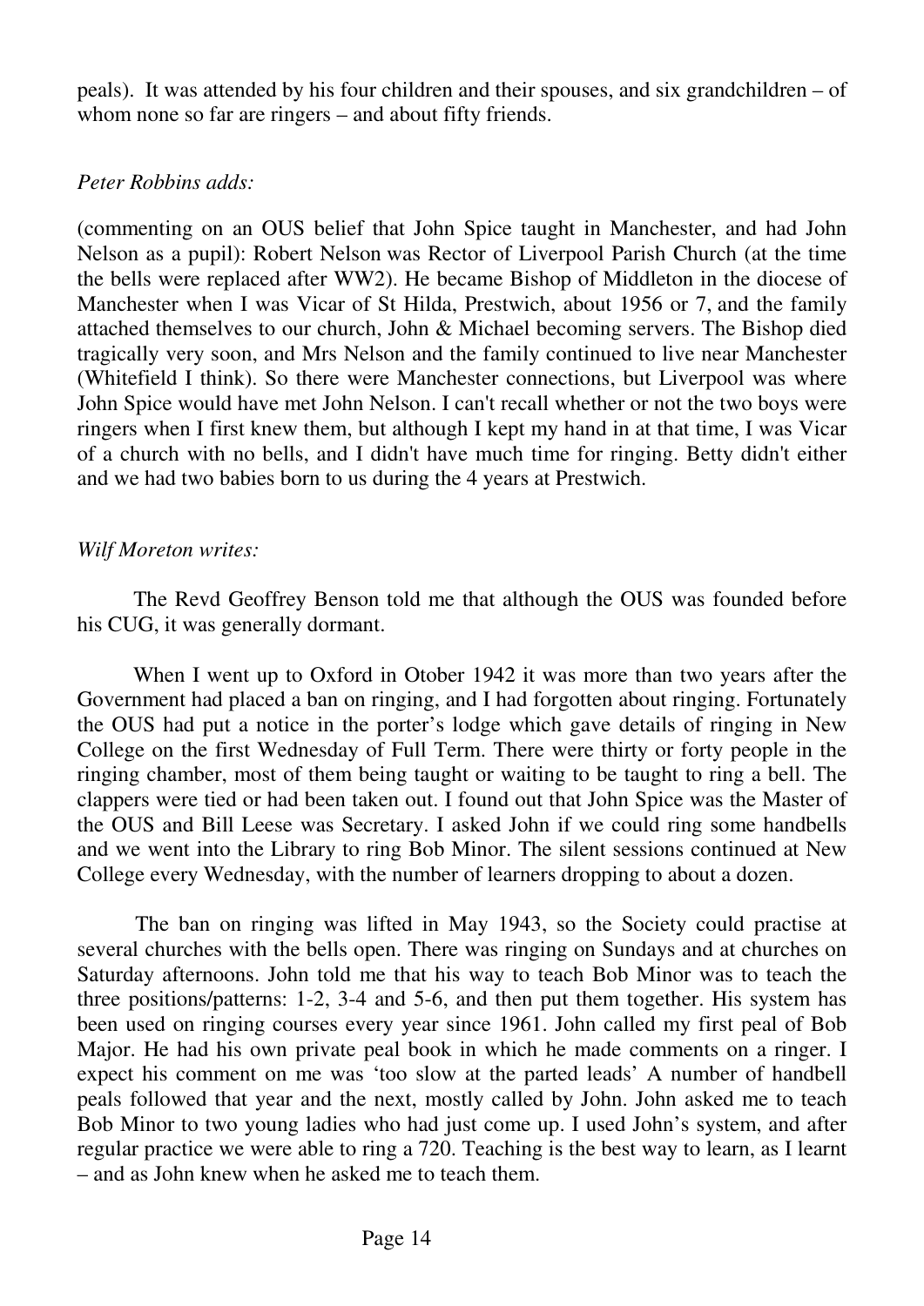peals). It was attended by his four children and their spouses, and six grandchildren – of whom none so far are ringers – and about fifty friends.

*Peter Robbins adds:*

(commenting on an OUS belief that John Spice taught in Manchester, and had John Nelson as a pupil): Robert Nelson was Rector of Liverpool Parish Church (at the time the bells were replaced after WW2). He became Bishop of Middleton in the diocese of Manchester when I was Vicar of St Hilda, Prestwich, about 1956 or 7, and the family attached themselves to our church, John & Michael becoming servers. The Bishop died tragically very soon, and Mrs Nelson and the family continued to live near Manchester (Whitefield I think). So there were Manchester connections, but Liverpool was where John Spice would have met John Nelson. I can't recall whether or not the two boys were ringers when I first knew them, but although I kept my hand in at that time, I was Vicar of a church with no bells, and I didn't have much time for ringing. Betty didn't either and we had two babies born to us during the 4 years at Prestwich.

*Wilf Moreton writes:*

The Revd Geoffrey Benson told me that although the OUS was founded before his CUG, it was generally dormant.

When I went up to Oxford in Otober 1942 it was more than two years after the Government had placed a ban on ringing, and I had forgotten about ringing. Fortunately the OUS had put a notice in the porter's lodge which gave details of ringing in New College on the first Wednesday of Full Term. There were thirty or forty people in the ringing chamber, most of them being taught or waiting to be taught to ring a bell. The clappers were tied or had been taken out. I found out that John Spice was the Master of the OUS and Bill Leese was Secretary. I asked John if we could ring some handbells and we went into the Library to ring Bob Minor. The silent sessions continued at New College every Wednesday, with the number of learners dropping to about a dozen.

The ban on ringing was lifted in May 1943, so the Society could practise at several churches with the bells open. There was ringing on Sundays and at churches on Saturday afternoons. John told me that his way to teach Bob Minor was to teach the three positions/patterns: 1-2, 3-4 and 5-6, and then put them together. His system has been used on ringing courses every year since 1961. John called my first peal of Bob Major. He had his own private peal book in which he made comments on a ringer. I expect his comment on me was 'too slow at the parted leads' A number of handbell peals followed that year and the next, mostly called by John. John asked me to teach Bob Minor to two young ladies who had just come up. I used John's system, and after regular practice we were able to ring a 720. Teaching is the best way to learn, as I learnt – and as John knew when he asked me to teach them.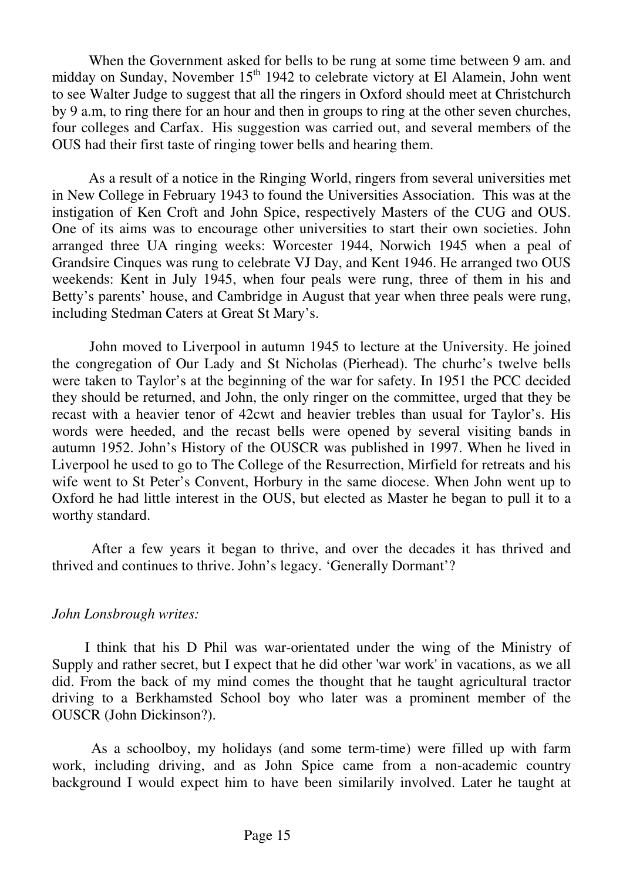When the Government asked for bells to be rung at some time between 9 am. and midday on Sunday, November 15th 1942 to celebrate victory at El Alamein, John went to see Walter Judge to suggest that all the ringers in Oxford should meet at Christchurch by 9 a.m, to ring there for an hour and then in groups to ring at the other seven churches, four colleges and Carfax. His suggestion was carried out, and several members of the OUS had their first taste of ringing tower bells and hearing them.

As a result of a notice in the Ringing World, ringers from several universities met in New College in February 1943 to found the Universities Association. This was at the instigation of Ken Croft and John Spice, respectively Masters of the CUG and OUS. One of its aims was to encourage other universities to start their own societies. John arranged three UA ringing weeks: Worcester 1944, Norwich 1945 when a peal of Grandsire Cinques was rung to celebrate VJ Day, and Kent 1946. He arranged two OUS weekends: Kent in July 1945, when four peals were rung, three of them in his and Betty's parents' house, and Cambridge in August that year when three peals were rung, including Stedman Caters at Great St Mary's.

John moved to Liverpool in autumn 1945 to lecture at the University. He joined the congregation of Our Lady and St Nicholas (Pierhead). The churhc's twelve bells were taken to Taylor's at the beginning of the war for safety. In 1951 the PCC decided they should be returned, and John, the only ringer on the committee, urged that they be recast with a heavier tenor of 42cwt and heavier trebles than usual for Taylor's. His words were heeded, and the recast bells were opened by several visiting bands in autumn 1952. John's History of the OUSCR was published in 1997. When he lived in Liverpool he used to go to The College of the Resurrection, Mirfield for retreats and his wife went to St Peter's Convent, Horbury in the same diocese. When John went up to Oxford he had little interest in the OUS, but elected as Master he began to pull it to a worthy standard.

After a few years it began to thrive, and over the decades it has thrived and thrived and continues to thrive. John's legacy. 'Generally Dormant'?

*John Lonsbrough writes:*

I think that his D Phil was war-orientated under the wing of the Ministry of Supply and rather secret, but I expect that he did other 'war work' in vacations, as we all did. From the back of my mind comes the thought that he taught agricultural tractor driving to a Berkhamsted School boy who later was a prominent member of the OUSCR (John Dickinson?).

As a schoolboy, my holidays (and some term-time) were filled up with farm work, including driving, and as John Spice came from a non-academic country background I would expect him to have been similarly involved. Later he taught at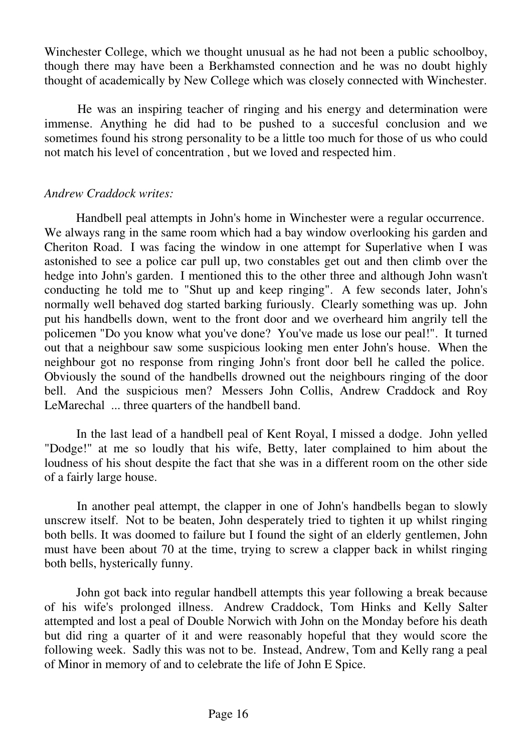Winchester College, which we thought unusual as he had not been a public schoolboy, though there may have been a Berkhamsted connection and he was no doubt highly thought of academically by New College which was closely connected with Winchester.

He was an inspiring teacher of ringing and his energy and determination were immense. Anything he did had to be pushed to a succesful conclusion and we sometimes found his strong personality to be a little too much for those of us who could not match his level of concentration , but we loved and respected him.

*Andrew Craddock writes:*

Handbell peal attempts in John's home in Winchester were a regular occurrence. We always rang in the same room which had a bay window overlooking his garden and Cheriton Road. I was facing the window in one attempt for Superlative when I was astonished to see a police car pull up, two constables get out and then climb over the hedge into John's garden. I mentioned this to the other three and although John wasn't conducting he told me to "Shut up and keep ringing". A few seconds later, John's normally well behaved dog started barking furiously. Clearly something was up. John put his handbells down, went to the front door and we overheard him angrily tell the policemen "Do you know what you've done? You've made us lose our peal!". It turned out that a neighbour saw some suspicious looking men enter John's house. When the neighbour got no response from ringing John's front door bell he called the police. Obviously the sound of the handbells drowned out the neighbours ringing of the door bell. And the suspicious men? Messers John Collis, Andrew Craddock and Roy LeMarechal ... three quarters of the handbell band.

In the last lead of a handbell peal of Kent Royal, I missed a dodge. John yelled "Dodge!" at me so loudly that his wife, Betty, later complained to him about the loudness of his shout despite the fact that she was in a different room on the other side of a fairly large house.

In another peal attempt, the clapper in one of John's handbells began to slowly unscrew itself. Not to be beaten, John desperately tried to tighten it up whilst ringing both bells. It was doomed to failure but I found the sight of an elderly gentlemen, John must have been about 70 at the time, trying to screw a clapper back in whilst ringing both bells, hysterically funny.

John got back into regular handbell attempts this year following a break because of his wife's prolonged illness. Andrew Craddock, Tom Hinks and Kelly Salter attempted and lost a peal of Double Norwich with John on the Monday before his death but did ring a quarter of it and were reasonably hopeful that they would score the following week. Sadly this was not to be. Instead, Andrew, Tom and Kelly rang a peal of Minor in memory of and to celebrate the life of John E Spice.